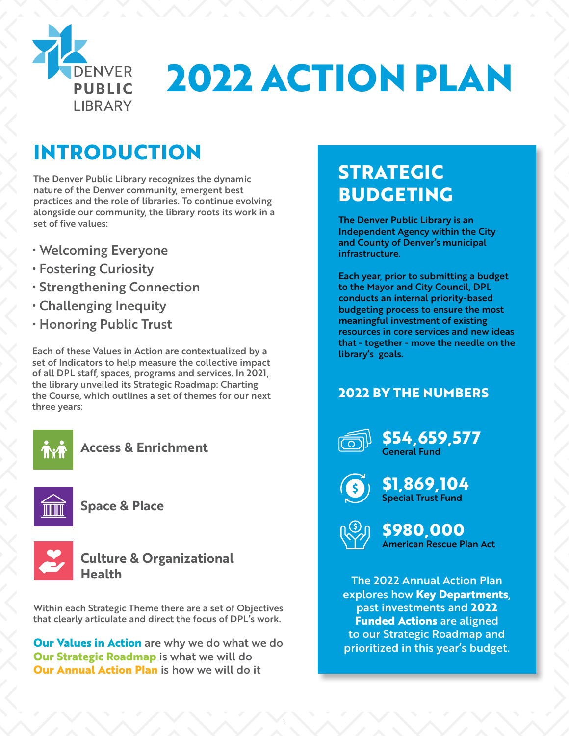# 2022 ACTION PLAN

## INTRODUCTION

The Denver Public Library recognizes the dynamic nature of the Denver community, emergent best practices and the role of libraries. To continue evolving alongside our community, the library roots its work in a set of five values:

- Welcoming Everyone
- Fostering Curiosity
- Strengthening Connection
- Challenging Inequity
- Honoring Public Trust

Each of these Values in Action are contextualized by a set of Indicators to help measure the collective impact of all DPL staff, spaces, programs and services. In 2021, the library unveiled its Strategic Roadmap: Charting the Course, which outlines a set of themes for our next three years:

**Access & Enrichment**

**Space & Place**

**Culture & Organizational Health**

Within each Strategic Theme there are a set of Objectives that clearly articulate and direct the focus of DPL's work.

**Our Values in Action** are why we do what we do
**Our Strategic Roadmap** is what we will do
**Our Annual Action Plan** is how we will do it

## STRATEGIC BUDGETING

The Denver Public Library is an Independent Agency within the City and County of Denver's municipal infrastructure.

Each year, prior to submitting a budget to the Mayor and City Council, DPL conducts an internal priority-based budgeting process to ensure the most meaningful investment of existing resources in core services and new ideas that - together - move the needle on the library's goals.

### 2022 BY THE NUMBERS

**$54,659,577**
General Fund

**$1,869,104**
Special Trust Fund

**$980,000**
American Rescue Plan Act

The 2022 Annual Action Plan explores how **Key Departments**, past investments and **2022 Funded Actions** are aligned to our Strategic Roadmap and prioritized in this year's budget.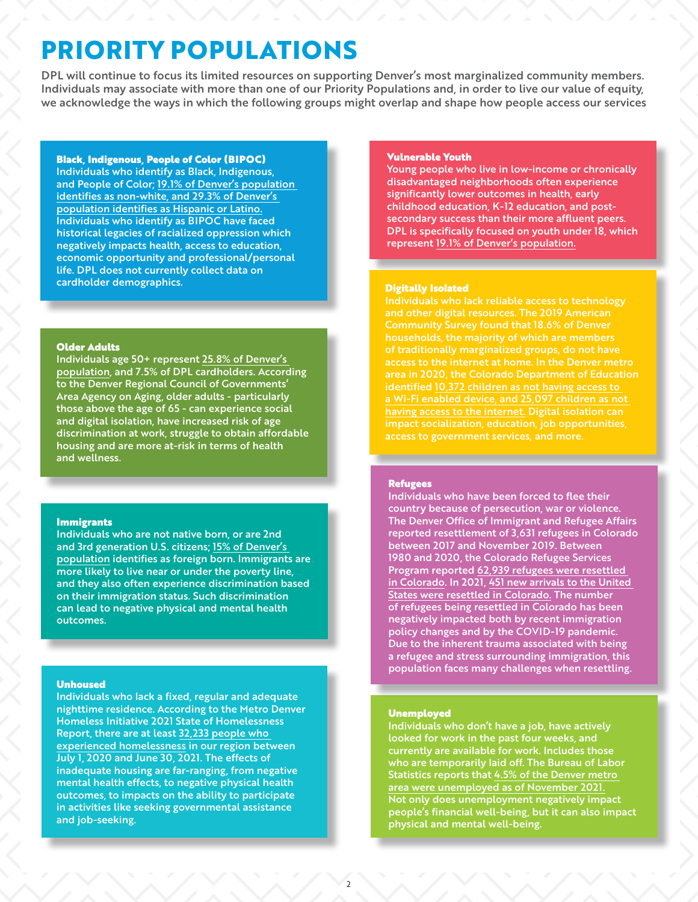# PRIORITY POPULATIONS

DPL will continue to focus its limited resources on supporting Denver's most marginalized community members. Individuals may associate with more than one of our Priority Populations and, in order to live our value of equity, we acknowledge the ways in which the following groups might overlap and shape how people access our services

### Black, Indigenous, People of Color (BIPOC)

Individuals who identify as Black, Indigenous, and People of Color; 19.1% of Denver's population identifies as non-white, and 29.3% of Denver's population identifies as Hispanic or Latino. Individuals who identify as BIPOC have faced historical legacies of racialized oppression which negatively impacts health, access to education, economic opportunity and professional/personal life. DPL does not currently collect data on cardholder demographics.

### Older Adults

Individuals age 50+ represent 25.8% of Denver's population, and 7.5% of DPL cardholders. According to the Denver Regional Council of Governments' Area Agency on Aging, older adults - particularly those above the age of 65 - can experience social and digital isolation, have increased risk of age discrimination at work, struggle to obtain affordable housing and are more at-risk in terms of health and wellness.

### Immigrants

Individuals who are not native born, or are 2nd and 3rd generation U.S. citizens; 15% of Denver's population identifies as foreign born. Immigrants are more likely to live near or under the poverty line, and they also often experience discrimination based on their immigration status. Such discrimination can lead to negative physical and mental health outcomes.

### Unhoused

Individuals who lack a fixed, regular and adequate nighttime residence. According to the Metro Denver Homeless Initiative 2021 State of Homelessness Report, there are at least 32,233 people who experienced homelessness in our region between July 1, 2020 and June 30, 2021. The effects of inadequate housing are far-ranging, from negative mental health effects, to negative physical health outcomes, to impacts on the ability to participate in activities like seeking governmental assistance and job-seeking.

### Vulnerable Youth

Young people who live in low-income or chronically disadvantaged neighborhoods often experience significantly lower outcomes in health, early childhood education, K-12 education, and post-secondary success than their more affluent peers. DPL is specifically focused on youth under 18, which represent 19.1% of Denver's population.

### Digitally Isolated

Individuals who lack reliable access to technology and other digital resources. The 2019 American Community Survey found that 18.6% of Denver households, the majority of which are members of traditionally marginalized groups, do not have access to the internet at home. In the Denver metro area in 2020, the Colorado Department of Education identified 10,372 children as not having access to a Wi-Fi enabled device, and 25,097 children as not having access to the internet. Digital isolation can impact socialization, education, job opportunities, access to government services, and more.

### Refugees

Individuals who have been forced to flee their country because of persecution, war or violence. The Denver Office of Immigrant and Refugee Affairs reported resettlement of 3,631 refugees in Colorado between 2017 and November 2019. Between 1980 and 2020, the Colorado Refugee Services Program reported 62,939 refugees were resettled in Colorado. In 2021, 451 new arrivals to the United States were resettled in Colorado. The number of refugees being resettled in Colorado has been negatively impacted both by recent immigration policy changes and by the COVID-19 pandemic. Due to the inherent trauma associated with being a refugee and stress surrounding immigration, this population faces many challenges when resettling.

### Unemployed

Individuals who don't have a job, have actively looked for work in the past four weeks, and currently are available for work. Includes those who are temporarily laid off. The Bureau of Labor Statistics reports that 4.5% of the Denver metro area were unemployed as of November 2021. Not only does unemployment negatively impact people's financial well-being, but it can also impact physical and mental well-being.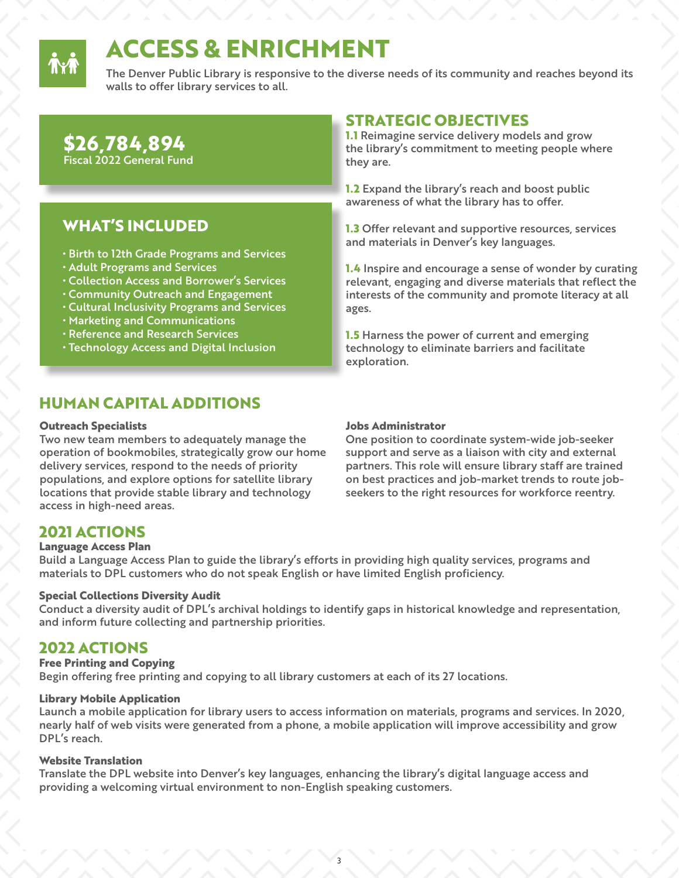# ACCESS & ENRICHMENT

The Denver Public Library is responsive to the diverse needs of its community and reaches beyond its walls to offer library services to all.

**$26,784,894**
Fiscal 2022 General Fund

## WHAT'S INCLUDED

- Birth to 12th Grade Programs and Services
- Adult Programs and Services
- Collection Access and Borrower's Services
- Community Outreach and Engagement
- Cultural Inclusivity Programs and Services
- Marketing and Communications
- Reference and Research Services
- Technology Access and Digital Inclusion

## STRATEGIC OBJECTIVES

**1.1** Reimagine service delivery models and grow the library's commitment to meeting people where they are.

**1.2** Expand the library's reach and boost public awareness of what the library has to offer.

**1.3** Offer relevant and supportive resources, services and materials in Denver's key languages.

**1.4** Inspire and encourage a sense of wonder by curating relevant, engaging and diverse materials that reflect the interests of the community and promote literacy at all ages.

**1.5** Harness the power of current and emerging technology to eliminate barriers and facilitate exploration.

## HUMAN CAPITAL ADDITIONS

**Outreach Specialists**
Two new team members to adequately manage the operation of bookmobiles, strategically grow our home delivery services, respond to the needs of priority populations, and explore options for satellite library locations that provide stable library and technology access in high-need areas.

**Jobs Administrator**
One position to coordinate system-wide job-seeker support and serve as a liaison with city and external partners. This role will ensure library staff are trained on best practices and job-market trends to route job-seekers to the right resources for workforce reentry.

## 2021 ACTIONS

**Language Access Plan**
Build a Language Access Plan to guide the library's efforts in providing high quality services, programs and materials to DPL customers who do not speak English or have limited English proficiency.

**Special Collections Diversity Audit**
Conduct a diversity audit of DPL's archival holdings to identify gaps in historical knowledge and representation, and inform future collecting and partnership priorities.

## 2022 ACTIONS

**Free Printing and Copying**
Begin offering free printing and copying to all library customers at each of its 27 locations.

**Library Mobile Application**
Launch a mobile application for library users to access information on materials, programs and services. In 2020, nearly half of web visits were generated from a phone, a mobile application will improve accessibility and grow DPL's reach.

**Website Translation**
Translate the DPL website into Denver's key languages, enhancing the library's digital language access and providing a welcoming virtual environment to non-English speaking customers.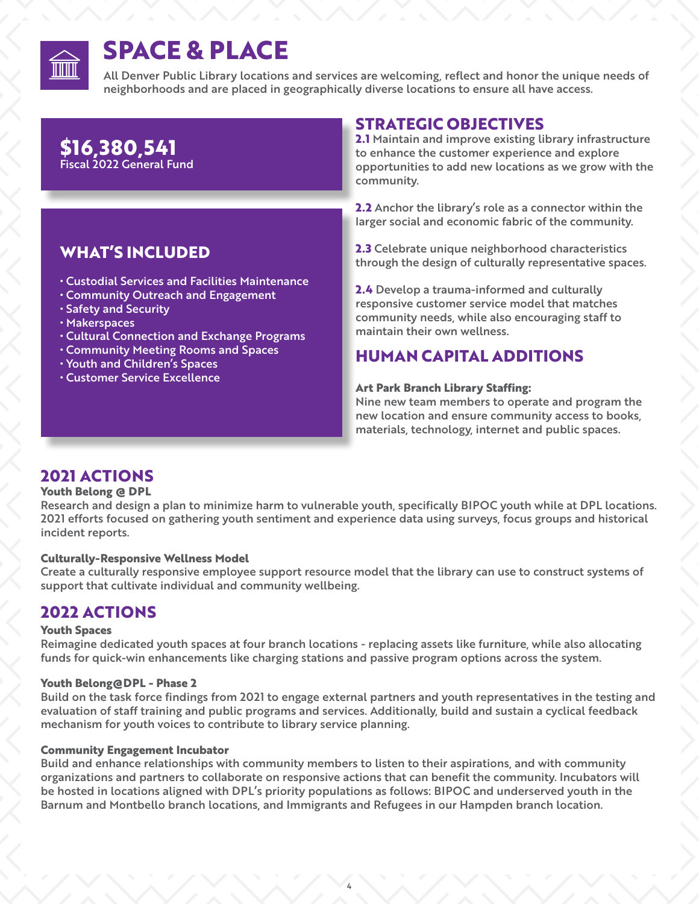# SPACE & PLACE

All Denver Public Library locations and services are welcoming, reflect and honor the unique needs of neighborhoods and are placed in geographically diverse locations to ensure all have access.

**$16,380,541**
Fiscal 2022 General Fund

## WHAT'S INCLUDED

- Custodial Services and Facilities Maintenance
- Community Outreach and Engagement
- Safety and Security
- Makerspaces
- Cultural Connection and Exchange Programs
- Community Meeting Rooms and Spaces
- Youth and Children's Spaces
- Customer Service Excellence

## STRATEGIC OBJECTIVES

**2.1** Maintain and improve existing library infrastructure to enhance the customer experience and explore opportunities to add new locations as we grow with the community.

**2.2** Anchor the library's role as a connector within the larger social and economic fabric of the community.

**2.3** Celebrate unique neighborhood characteristics through the design of culturally representative spaces.

**2.4** Develop a trauma-informed and culturally responsive customer service model that matches community needs, while also encouraging staff to maintain their own wellness.

## HUMAN CAPITAL ADDITIONS

**Art Park Branch Library Staffing:**
Nine new team members to operate and program the new location and ensure community access to books, materials, technology, internet and public spaces.

## 2021 ACTIONS

**Youth Belong @ DPL**
Research and design a plan to minimize harm to vulnerable youth, specifically BIPOC youth while at DPL locations. 2021 efforts focused on gathering youth sentiment and experience data using surveys, focus groups and historical incident reports.

**Culturally-Responsive Wellness Model**
Create a culturally responsive employee support resource model that the library can use to construct systems of support that cultivate individual and community wellbeing.

## 2022 ACTIONS

**Youth Spaces**
Reimagine dedicated youth spaces at four branch locations - replacing assets like furniture, while also allocating funds for quick-win enhancements like charging stations and passive program options across the system.

**Youth Belong@DPL - Phase 2**
Build on the task force findings from 2021 to engage external partners and youth representatives in the testing and evaluation of staff training and public programs and services. Additionally, build and sustain a cyclical feedback mechanism for youth voices to contribute to library service planning.

**Community Engagement Incubator**
Build and enhance relationships with community members to listen to their aspirations, and with community organizations and partners to collaborate on responsive actions that can benefit the community. Incubators will be hosted in locations aligned with DPL's priority populations as follows: BIPOC and underserved youth in the Barnum and Montbello branch locations, and Immigrants and Refugees in our Hampden branch location.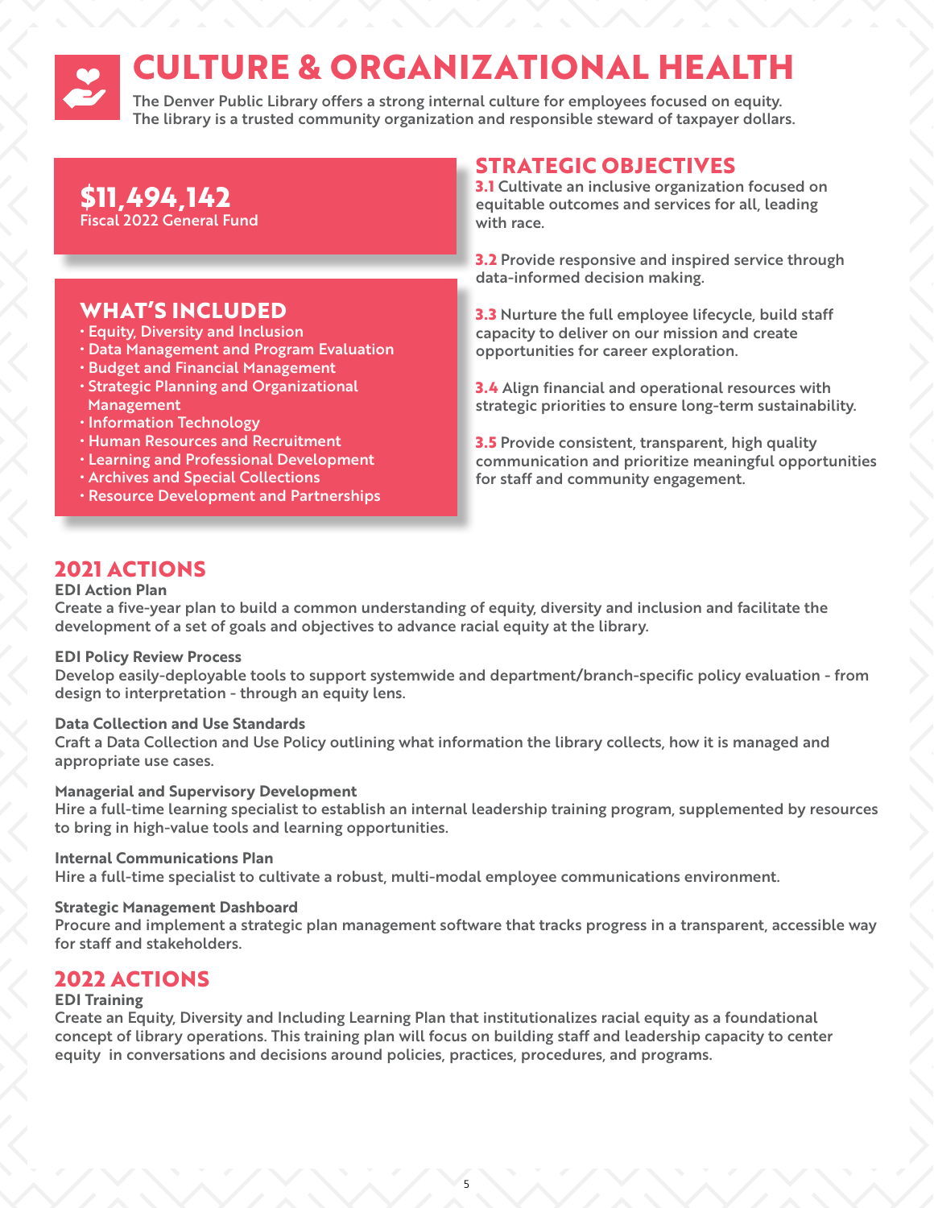# CULTURE & ORGANIZATIONAL HEALTH

The Denver Public Library offers a strong internal culture for employees focused on equity. The library is a trusted community organization and responsible steward of taxpayer dollars.

**$11,494,142**
Fiscal 2022 General Fund

## WHAT'S INCLUDED

- Equity, Diversity and Inclusion
- Data Management and Program Evaluation
- Budget and Financial Management
- Strategic Planning and Organizational Management
- Information Technology
- Human Resources and Recruitment
- Learning and Professional Development
- Archives and Special Collections
- Resource Development and Partnerships

## STRATEGIC OBJECTIVES

**3.1** Cultivate an inclusive organization focused on equitable outcomes and services for all, leading with race.

**3.2** Provide responsive and inspired service through data-informed decision making.

**3.3** Nurture the full employee lifecycle, build staff capacity to deliver on our mission and create opportunities for career exploration.

**3.4** Align financial and operational resources with strategic priorities to ensure long-term sustainability.

**3.5** Provide consistent, transparent, high quality communication and prioritize meaningful opportunities for staff and community engagement.

## 2021 ACTIONS

**EDI Action Plan**
Create a five-year plan to build a common understanding of equity, diversity and inclusion and facilitate the development of a set of goals and objectives to advance racial equity at the library.

**EDI Policy Review Process**
Develop easily-deployable tools to support systemwide and department/branch-specific policy evaluation - from design to interpretation - through an equity lens.

**Data Collection and Use Standards**
Craft a Data Collection and Use Policy outlining what information the library collects, how it is managed and appropriate use cases.

**Managerial and Supervisory Development**
Hire a full-time learning specialist to establish an internal leadership training program, supplemented by resources to bring in high-value tools and learning opportunities.

**Internal Communications Plan**
Hire a full-time specialist to cultivate a robust, multi-modal employee communications environment.

**Strategic Management Dashboard**
Procure and implement a strategic plan management software that tracks progress in a transparent, accessible way for staff and stakeholders.

## 2022 ACTIONS

**EDI Training**
Create an Equity, Diversity and Including Learning Plan that institutionalizes racial equity as a foundational concept of library operations. This training plan will focus on building staff and leadership capacity to center equity in conversations and decisions around policies, practices, procedures, and programs.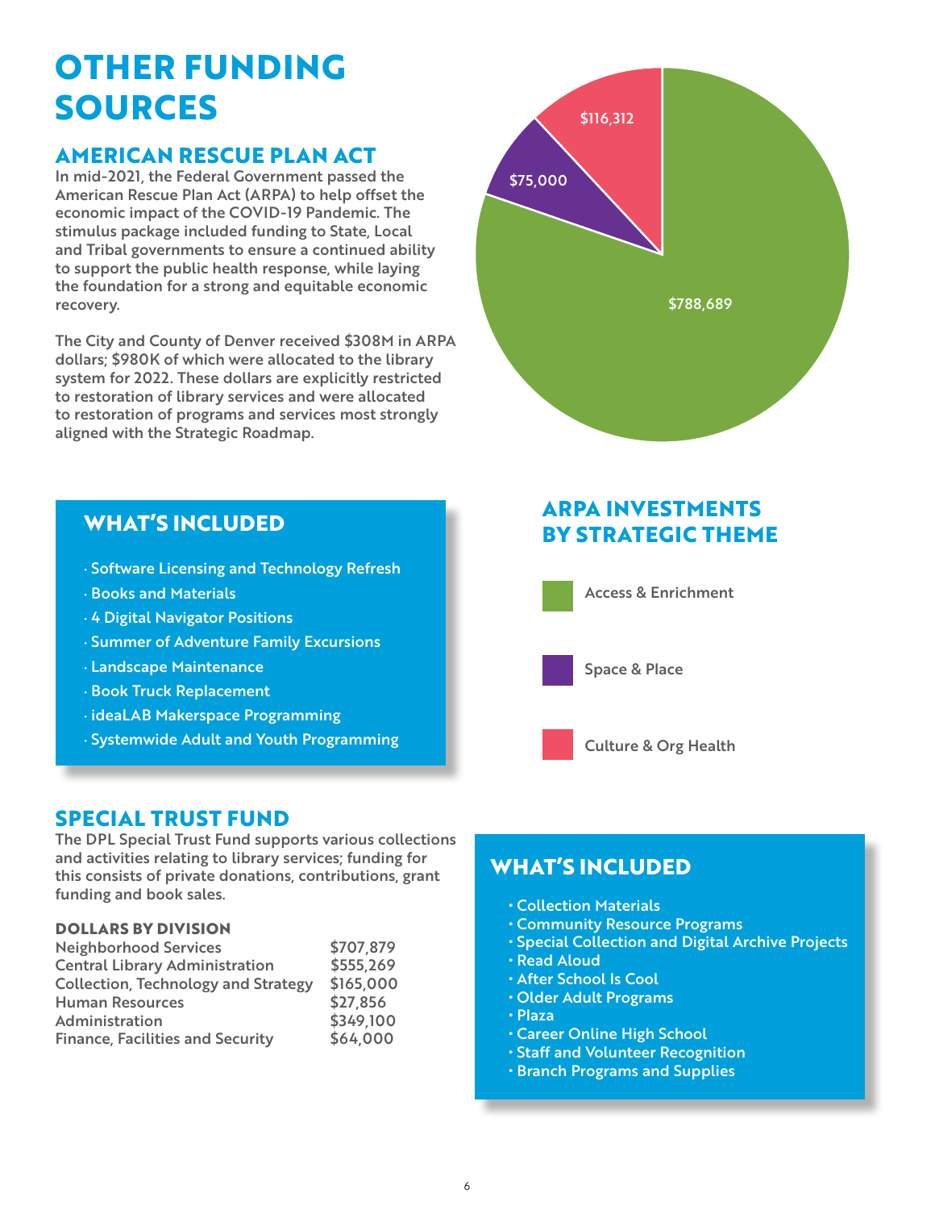# OTHER FUNDING SOURCES

## AMERICAN RESCUE PLAN ACT

In mid-2021, the Federal Government passed the American Rescue Plan Act (ARPA) to help offset the economic impact of the COVID-19 Pandemic. The stimulus package included funding to State, Local and Tribal governments to ensure a continued ability to support the public health response, while laying the foundation for a strong and equitable economic recovery.

The City and County of Denver received $308M in ARPA dollars; $980K of which were allocated to the library system for 2022. These dollars are explicitly restricted to restoration of library services and were allocated to restoration of programs and services most strongly aligned with the Strategic Roadmap.

### WHAT'S INCLUDED

- Software Licensing and Technology Refresh
- Books and Materials
- 4 Digital Navigator Positions
- Summer of Adventure Family Excursions
- Landscape Maintenance
- Book Truck Replacement
- ideaLAB Makerspace Programming
- Systemwide Adult and Youth Programming

### ARPA INVESTMENTS BY STRATEGIC THEME

| Strategic Theme | Amount |
|---|---|
| Access & Enrichment | $788,689 |
| Space & Place | $75,000 |
| Culture & Org Health | $116,312 |

## SPECIAL TRUST FUND

The DPL Special Trust Fund supports various collections and activities relating to library services; funding for this consists of private donations, contributions, grant funding and book sales.

### DOLLARS BY DIVISION

| Division | Amount |
|---|---|
| Neighborhood Services | $707,879 |
| Central Library Administration | $555,269 |
| Collection, Technology and Strategy | $165,000 |
| Human Resources | $27,856 |
| Administration | $349,100 |
| Finance, Facilities and Security | $64,000 |

### WHAT'S INCLUDED

- Collection Materials
- Community Resource Programs
- Special Collection and Digital Archive Projects
- Read Aloud
- After School Is Cool
- Older Adult Programs
- Plaza
- Career Online High School
- Staff and Volunteer Recognition
- Branch Programs and Supplies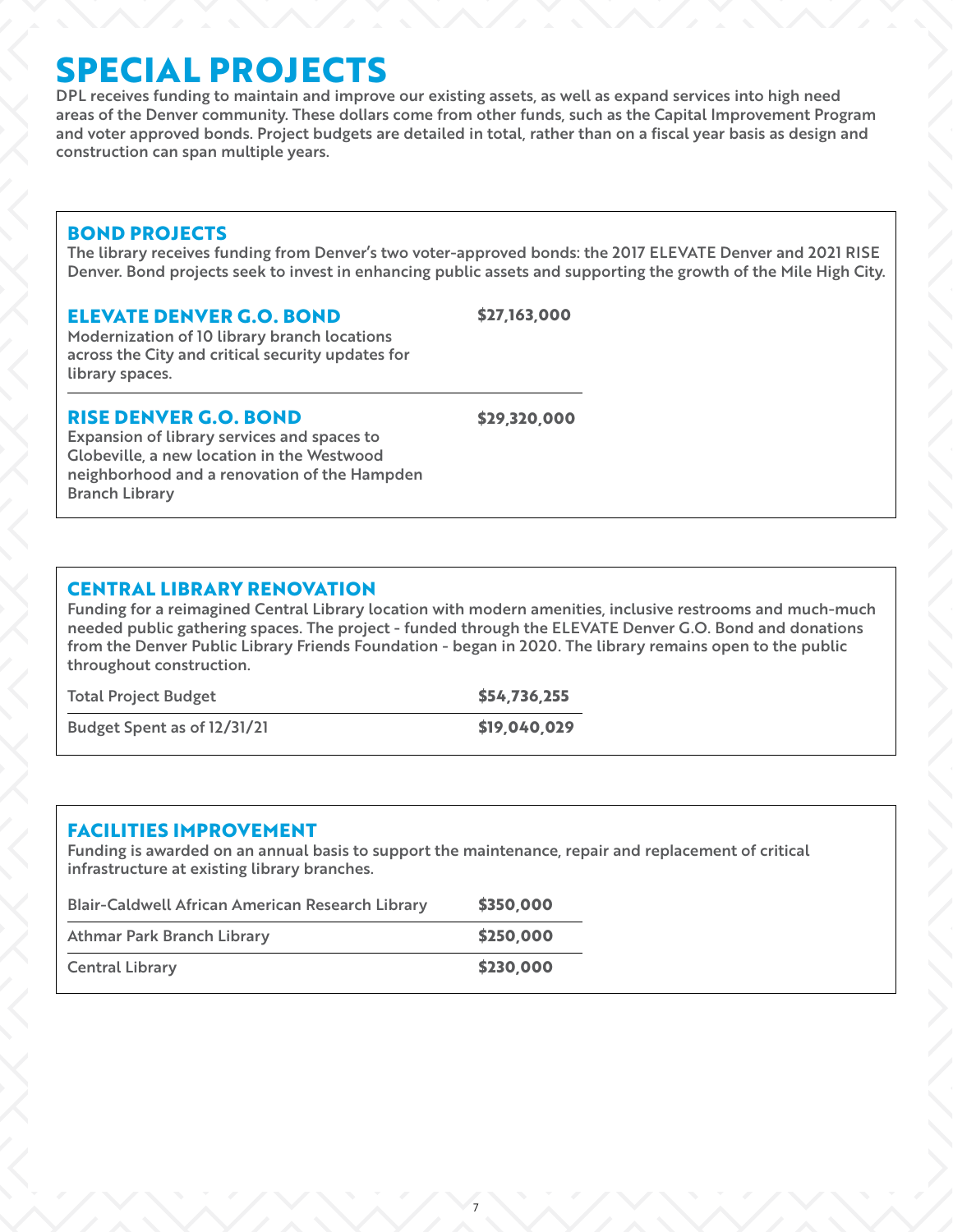# SPECIAL PROJECTS

DPL receives funding to maintain and improve our existing assets, as well as expand services into high need areas of the Denver community. These dollars come from other funds, such as the Capital Improvement Program and voter approved bonds. Project budgets are detailed in total, rather than on a fiscal year basis as design and construction can span multiple years.

## BOND PROJECTS

The library receives funding from Denver's two voter-approved bonds: the 2017 ELEVATE Denver and 2021 RISE Denver. Bond projects seek to invest in enhancing public assets and supporting the growth of the Mile High City.

### ELEVATE DENVER G.O. BOND — $27,163,000

Modernization of 10 library branch locations across the City and critical security updates for library spaces.

### RISE DENVER G.O. BOND — $29,320,000

Expansion of library services and spaces to Globeville, a new location in the Westwood neighborhood and a renovation of the Hampden Branch Library

## CENTRAL LIBRARY RENOVATION

Funding for a reimagined Central Library location with modern amenities, inclusive restrooms and much-much needed public gathering spaces. The project - funded through the ELEVATE Denver G.O. Bond and donations from the Denver Public Library Friends Foundation - began in 2020. The library remains open to the public throughout construction.

| | |
|---|---|
| Total Project Budget | $54,736,255 |
| Budget Spent as of 12/31/21 | $19,040,029 |

## FACILITIES IMPROVEMENT

Funding is awarded on an annual basis to support the maintenance, repair and replacement of critical infrastructure at existing library branches.

| | |
|---|---|
| Blair-Caldwell African American Research Library | $350,000 |
| Athmar Park Branch Library | $250,000 |
| Central Library | $230,000 |